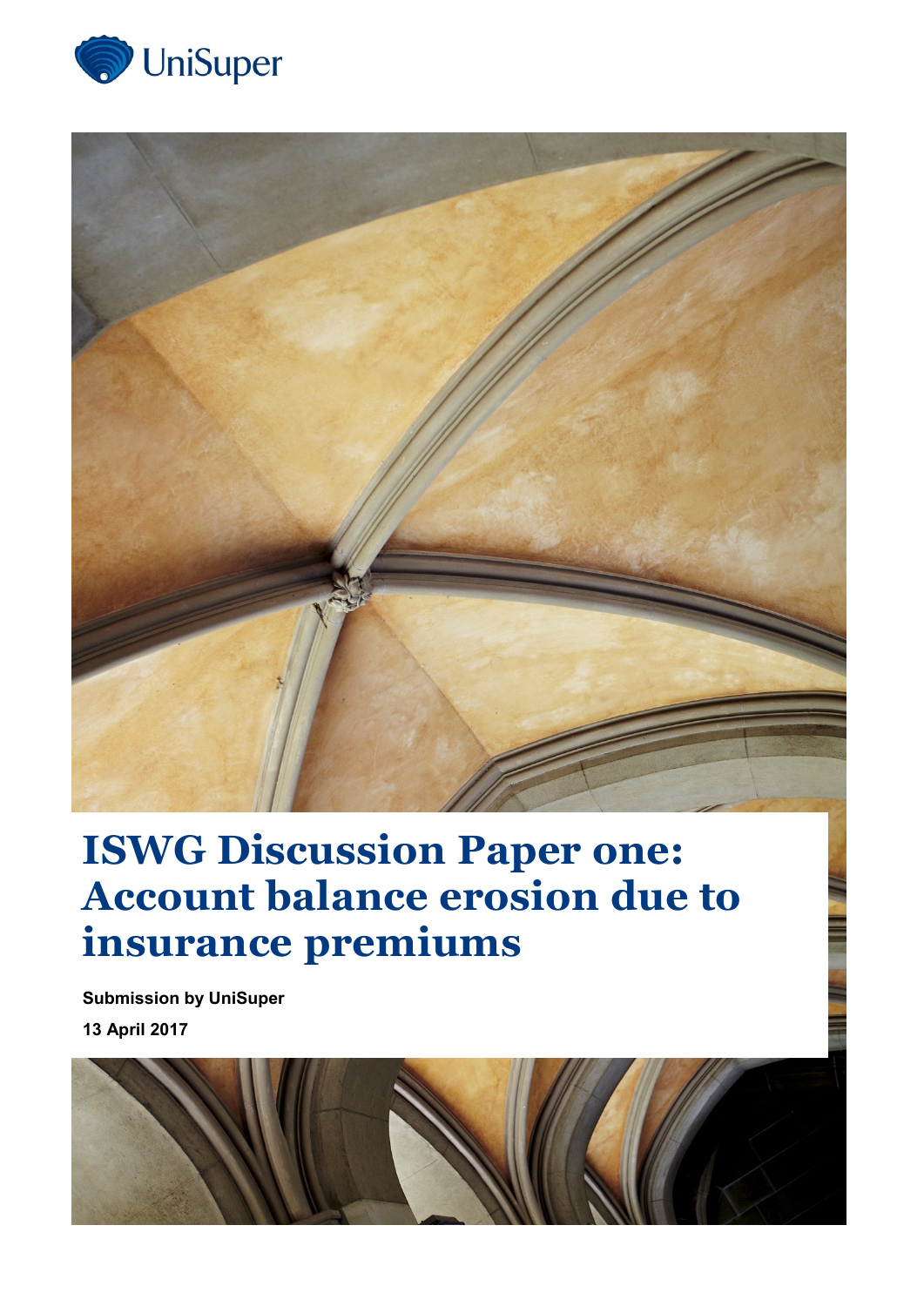UniSuper

# ISWG Discussion Paper one: Account balance erosion due to insurance premiums

**Submission by UniSuper**

**13 April 2017**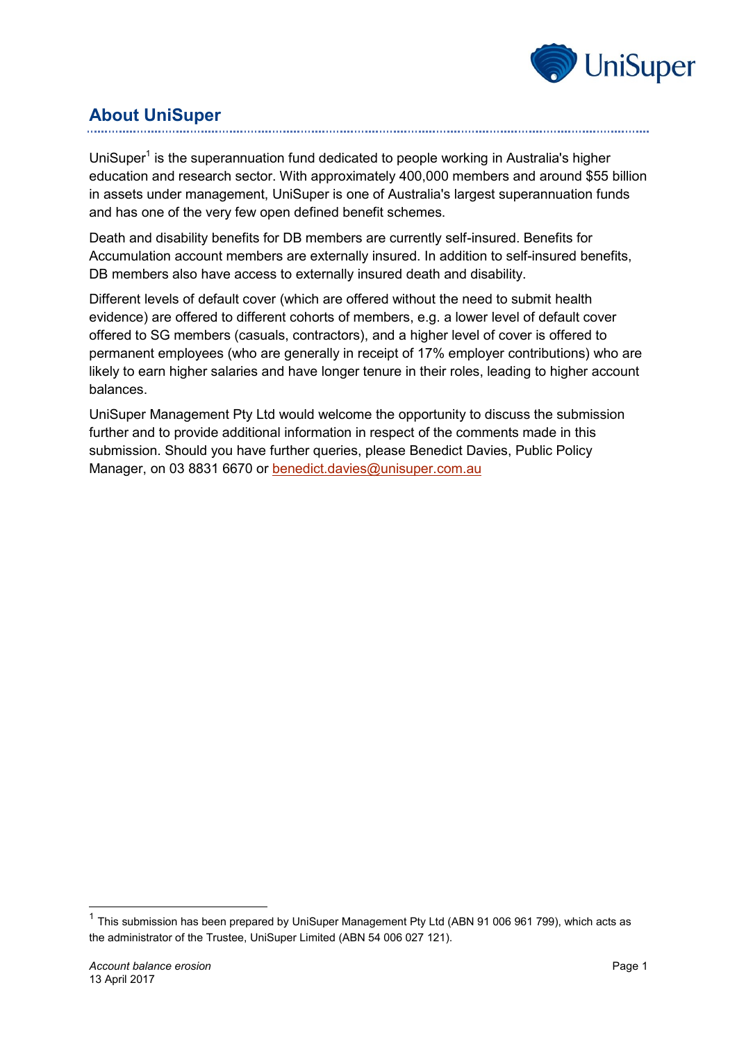## About UniSuper

UniSuper[1] is the superannuation fund dedicated to people working in Australia's higher education and research sector. With approximately 400,000 members and around $55 billion in assets under management, UniSuper is one of Australia's largest superannuation funds and has one of the very few open defined benefit schemes.

Death and disability benefits for DB members are currently self-insured. Benefits for Accumulation account members are externally insured. In addition to self-insured benefits, DB members also have access to externally insured death and disability.

Different levels of default cover (which are offered without the need to submit health evidence) are offered to different cohorts of members, e.g. a lower level of default cover offered to SG members (casuals, contractors), and a higher level of cover is offered to permanent employees (who are generally in receipt of 17% employer contributions) who are likely to earn higher salaries and have longer tenure in their roles, leading to higher account balances.

UniSuper Management Pty Ltd would welcome the opportunity to discuss the submission further and to provide additional information in respect of the comments made in this submission. Should you have further queries, please Benedict Davies, Public Policy Manager, on 03 8831 6670 or [benedict.davies@unisuper.com.au](mailto:benedict.davies@unisuper.com.au)

[1] This submission has been prepared by UniSuper Management Pty Ltd (ABN 91 006 961 799), which acts as the administrator of the Trustee, UniSuper Limited (ABN 54 006 027 121).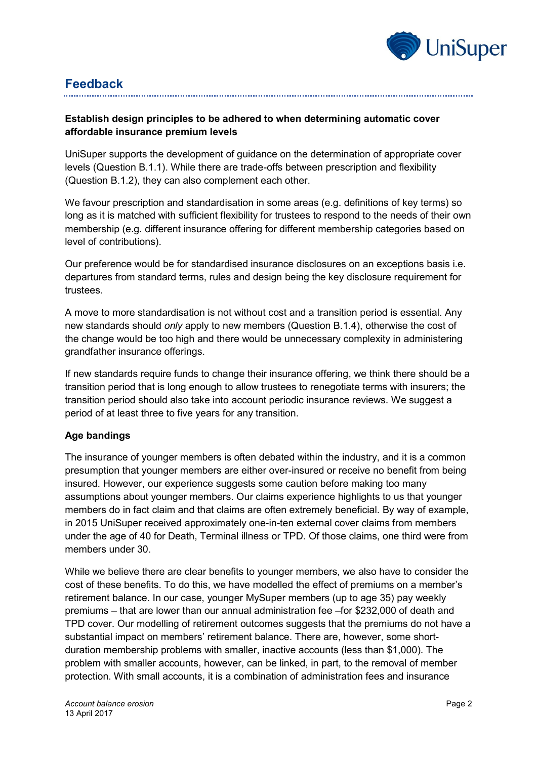## Feedback

**Establish design principles to be adhered to when determining automatic cover affordable insurance premium levels**

UniSuper supports the development of guidance on the determination of appropriate cover levels (Question B.1.1). While there are trade-offs between prescription and flexibility (Question B.1.2), they can also complement each other.

We favour prescription and standardisation in some areas (e.g. definitions of key terms) so long as it is matched with sufficient flexibility for trustees to respond to the needs of their own membership (e.g. different insurance offering for different membership categories based on level of contributions).

Our preference would be for standardised insurance disclosures on an exceptions basis i.e. departures from standard terms, rules and design being the key disclosure requirement for trustees.

A move to more standardisation is not without cost and a transition period is essential. Any new standards should *only* apply to new members (Question B.1.4), otherwise the cost of the change would be too high and there would be unnecessary complexity in administering grandfather insurance offerings.

If new standards require funds to change their insurance offering, we think there should be a transition period that is long enough to allow trustees to renegotiate terms with insurers; the transition period should also take into account periodic insurance reviews. We suggest a period of at least three to five years for any transition.

**Age bandings**

The insurance of younger members is often debated within the industry, and it is a common presumption that younger members are either over-insured or receive no benefit from being insured. However, our experience suggests some caution before making too many assumptions about younger members. Our claims experience highlights to us that younger members do in fact claim and that claims are often extremely beneficial. By way of example, in 2015 UniSuper received approximately one-in-ten external cover claims from members under the age of 40 for Death, Terminal illness or TPD. Of those claims, one third were from members under 30.

While we believe there are clear benefits to younger members, we also have to consider the cost of these benefits. To do this, we have modelled the effect of premiums on a member's retirement balance. In our case, younger MySuper members (up to age 35) pay weekly premiums – that are lower than our annual administration fee –for $232,000 of death and TPD cover. Our modelling of retirement outcomes suggests that the premiums do not have a substantial impact on members' retirement balance. There are, however, some short-duration membership problems with smaller, inactive accounts (less than $1,000). The problem with smaller accounts, however, can be linked, in part, to the removal of member protection. With small accounts, it is a combination of administration fees and insurance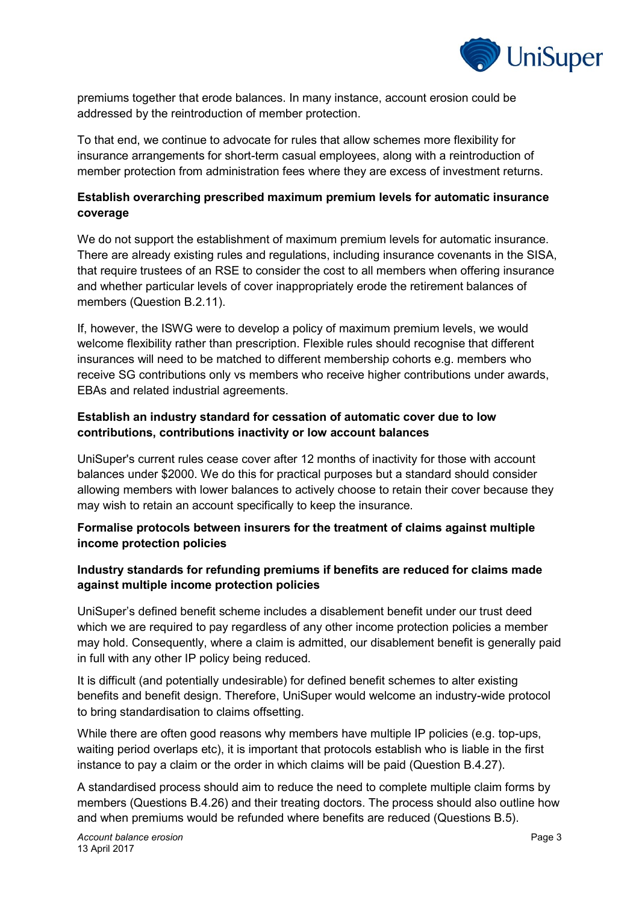premiums together that erode balances. In many instance, account erosion could be addressed by the reintroduction of member protection.

To that end, we continue to advocate for rules that allow schemes more flexibility for insurance arrangements for short-term casual employees, along with a reintroduction of member protection from administration fees where they are excess of investment returns.

**Establish overarching prescribed maximum premium levels for automatic insurance coverage**

We do not support the establishment of maximum premium levels for automatic insurance. There are already existing rules and regulations, including insurance covenants in the SISA, that require trustees of an RSE to consider the cost to all members when offering insurance and whether particular levels of cover inappropriately erode the retirement balances of members (Question B.2.11).

If, however, the ISWG were to develop a policy of maximum premium levels, we would welcome flexibility rather than prescription. Flexible rules should recognise that different insurances will need to be matched to different membership cohorts e.g. members who receive SG contributions only vs members who receive higher contributions under awards, EBAs and related industrial agreements.

**Establish an industry standard for cessation of automatic cover due to low contributions, contributions inactivity or low account balances**

UniSuper's current rules cease cover after 12 months of inactivity for those with account balances under $2000. We do this for practical purposes but a standard should consider allowing members with lower balances to actively choose to retain their cover because they may wish to retain an account specifically to keep the insurance.

**Formalise protocols between insurers for the treatment of claims against multiple income protection policies**

**Industry standards for refunding premiums if benefits are reduced for claims made against multiple income protection policies**

UniSuper's defined benefit scheme includes a disablement benefit under our trust deed which we are required to pay regardless of any other income protection policies a member may hold. Consequently, where a claim is admitted, our disablement benefit is generally paid in full with any other IP policy being reduced.

It is difficult (and potentially undesirable) for defined benefit schemes to alter existing benefits and benefit design. Therefore, UniSuper would welcome an industry-wide protocol to bring standardisation to claims offsetting.

While there are often good reasons why members have multiple IP policies (e.g. top-ups, waiting period overlaps etc), it is important that protocols establish who is liable in the first instance to pay a claim or the order in which claims will be paid (Question B.4.27).

A standardised process should aim to reduce the need to complete multiple claim forms by members (Questions B.4.26) and their treating doctors. The process should also outline how and when premiums would be refunded where benefits are reduced (Questions B.5).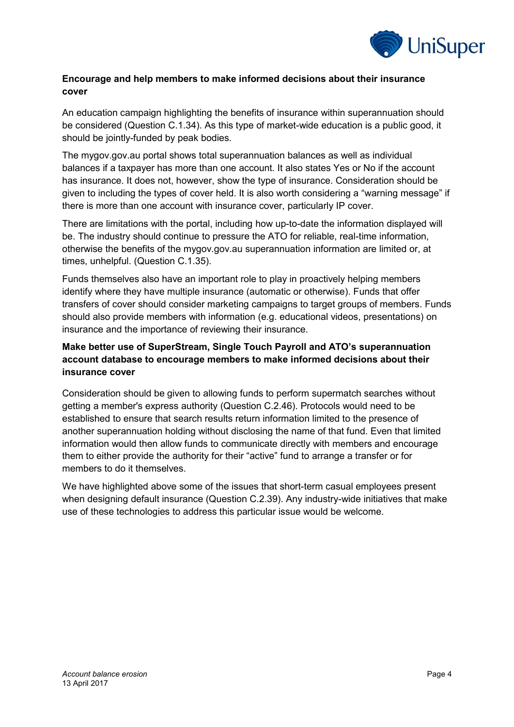**Encourage and help members to make informed decisions about their insurance cover**

An education campaign highlighting the benefits of insurance within superannuation should be considered (Question C.1.34). As this type of market-wide education is a public good, it should be jointly-funded by peak bodies.

The mygov.gov.au portal shows total superannuation balances as well as individual balances if a taxpayer has more than one account. It also states Yes or No if the account has insurance. It does not, however, show the type of insurance. Consideration should be given to including the types of cover held. It is also worth considering a "warning message" if there is more than one account with insurance cover, particularly IP cover.

There are limitations with the portal, including how up-to-date the information displayed will be. The industry should continue to pressure the ATO for reliable, real-time information, otherwise the benefits of the mygov.gov.au superannuation information are limited or, at times, unhelpful. (Question C.1.35).

Funds themselves also have an important role to play in proactively helping members identify where they have multiple insurance (automatic or otherwise). Funds that offer transfers of cover should consider marketing campaigns to target groups of members. Funds should also provide members with information (e.g. educational videos, presentations) on insurance and the importance of reviewing their insurance.

**Make better use of SuperStream, Single Touch Payroll and ATO's superannuation account database to encourage members to make informed decisions about their insurance cover**

Consideration should be given to allowing funds to perform supermatch searches without getting a member's express authority (Question C.2.46). Protocols would need to be established to ensure that search results return information limited to the presence of another superannuation holding without disclosing the name of that fund. Even that limited information would then allow funds to communicate directly with members and encourage them to either provide the authority for their "active" fund to arrange a transfer or for members to do it themselves.

We have highlighted above some of the issues that short-term casual employees present when designing default insurance (Question C.2.39). Any industry-wide initiatives that make use of these technologies to address this particular issue would be welcome.